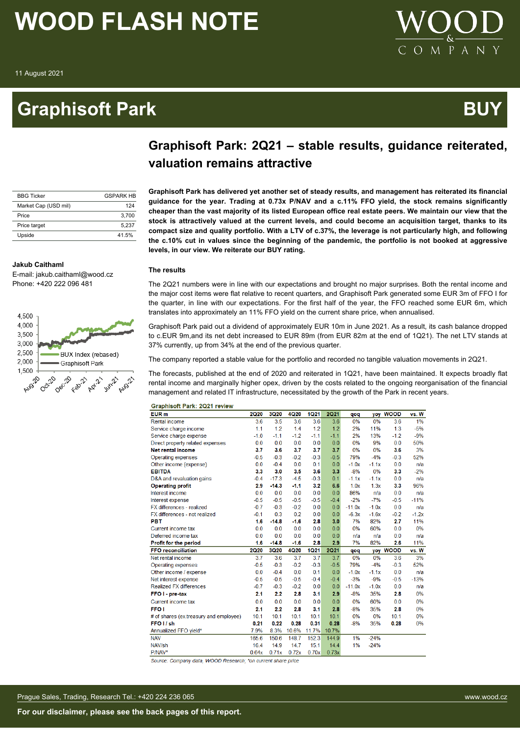# WOOD FLASH NOTE

11 August 2021

# Graphisoft Park

**BUY**

## Graphisoft Park: 2Q21 – stable results, guidance reiterated, valuation remains attractive

| BBG Ticker | GSPARK HB |
|---|---|
| Market Cap (USD mil) | 124 |
| Price | 3,700 |
| Price target | 5,237 |
| Upside | 41.5% |

**Jakub Caithaml**
E-mail: jakub.caithaml@wood.cz
Phone: +420 222 096 481

**Graphisoft Park has delivered yet another set of steady results, and management has reiterated its financial guidance for the year. Trading at 0.73x P/NAV and a c.11% FFO yield, the stock remains significantly cheaper than the vast majority of its listed European office real estate peers. We maintain our view that the stock is attractively valued at the current levels, and could become an acquisition target, thanks to its compact size and quality portfolio. With a LTV of c.37%, the leverage is not particularly high, and following the c.10% cut in values since the beginning of the pandemic, the portfolio is not booked at aggressive levels, in our view. We reiterate our BUY rating.**

**The results**

The 2Q21 numbers were in line with our expectations and brought no major surprises. Both the rental income and the major cost items were flat relative to recent quarters, and Graphisoft Park generated some EUR 3m of FFO I for the quarter, in line with our expectations. For the first half of the year, the FFO reached some EUR 6m, which translates into approximately an 11% FFO yield on the current share price, when annualised.

Graphisoft Park paid out a dividend of approximately EUR 10m in June 2021. As a result, its cash balance dropped to c.EUR 9m,and its net debt increased to EUR 89m (from EUR 82m at the end of 1Q21). The net LTV stands at 37% currently, up from 34% at the end of the previous quarter.

The company reported a stable value for the portfolio and recorded no tangible valuation movements in 2Q21.

The forecasts, published at the end of 2020 and reiterated in 1Q21, have been maintained. It expects broadly flat rental income and marginally higher opex, driven by the costs related to the ongoing reorganisation of the financial management and related IT infrastructure, necessitated by the growth of the Park in recent years.

**Graphisoft Park: 2Q21 review**

| EUR m | 2Q20 | 3Q20 | 4Q20 | 1Q21 | 2Q21 | qoq | yoy | WOOD | vs. W |
|---|---|---|---|---|---|---|---|---|---|
| Rental income | 3.6 | 3.5 | 3.6 | 3.6 | 3.6 | 0% | 0% | 3.6 | 1% |
| Service charge income | 1.1 | 1.2 | 1.4 | 1.2 | 1.2 | 2% | 11% | 1.3 | -5% |
| Service charge expense | -1.0 | -1.1 | -1.2 | -1.1 | -1.1 | 2% | 13% | -1.2 | -9% |
| Direct property related expenses | 0.0 | 0.0 | 0.0 | 0.0 | 0.0 | 0% | 9% | 0.0 | 50% |
| **Net rental income** | **3.7** | **3.6** | **3.7** | **3.7** | **3.7** | 0% | 0% | 3.6 | 3% |
| Operating expenses | -0.5 | -0.3 | -0.2 | -0.3 | -0.5 | 79% | -4% | -0.3 | 52% |
| Other income (expense) | 0.0 | -0.4 | 0.0 | 0.1 | 0.0 | -1.0x | -1.1x | 0.0 | n/a |
| **EBITDA** | **3.3** | **3.0** | **3.5** | **3.6** | **3.3** | -8% | 0% | 3.3 | -2% |
| D&A and revaluation gains | -0.4 | -17.3 | -4.5 | -0.3 | 0.1 | -1.1x | -1.1x | 0.0 | n/a |
| **Operating profit** | **2.9** | **-14.3** | **-1.1** | **3.2** | **6.6** | 1.0x | 1.3x | 3.3 | 96% |
| Interest income | 0.0 | 0.0 | 0.0 | 0.0 | 0.0 | 86% | n/a | 0.0 | n/a |
| Interest expense | -0.5 | -0.5 | -0.5 | -0.5 | -0.4 | -2% | -7% | -0.5 | -11% |
| FX differences - realized | -0.7 | -0.3 | -0.2 | 0.0 | 0.0 | -11.0x | -1.0x | 0.0 | n/a |
| FX differences - not realized | -0.1 | 0.3 | 0.2 | 0.0 | 0.0 | -6.3x | -1.6x | -0.2 | -1.2x |
| **PBT** | **1.6** | **-14.8** | **-1.6** | **2.8** | **3.0** | 7% | 82% | 2.7 | 11% |
| Current income tax | 0.0 | 0.0 | 0.0 | 0.0 | 0.0 | 0% | 60% | 0.0 | 0% |
| Deferred income tax | 0.0 | 0.0 | 0.0 | 0.0 | 0.0 | n/a | n/a | 0.0 | n/a |
| **Profit for the period** | **1.6** | **-14.8** | **-1.6** | **2.8** | **2.9** | 7% | 82% | 2.6 | 11% |
| **FFO reconciliation** | **2Q20** | **3Q20** | **4Q20** | **1Q21** | **2Q21** | **qoq** | **yoy** | **WOOD** | **vs. W** |
| Net rental income | 3.7 | 3.6 | 3.7 | 3.7 | 3.7 | 0% | 0% | 3.6 | 3% |
| Operating expenses | -0.5 | -0.3 | -0.2 | -0.3 | -0.5 | 79% | -4% | -0.3 | 52% |
| Other income / expense | 0.0 | -0.4 | 0.0 | 0.1 | 0.0 | -1.0x | -1.1x | 0.0 | n/a |
| Net interest expense | -0.5 | -0.5 | -0.5 | -0.4 | -0.4 | -3% | -9% | -0.5 | -13% |
| Realized FX differences | -0.7 | -0.3 | -0.2 | 0.0 | 0.0 | -11.0x | -1.0x | 0.0 | n/a |
| **FFO I - pre-tax** | **2.1** | **2.2** | **2.8** | **3.1** | **2.9** | -8% | 35% | 2.8 | 0% |
| Current income tax | 0.0 | 0.0 | 0.0 | 0.0 | 0.0 | 0% | 60% | 0.0 | 0% |
| **FFO I** | **2.1** | **2.2** | **2.8** | **3.1** | **2.8** | -8% | 35% | 2.8 | 0% |
| # of shares (ex.treasury and employee) | 10.1 | 10.1 | 10.1 | 10.1 | 10.1 | 0% | 0% | 10.1 | 0% |
| **FFO I / sh** | **0.21** | **0.22** | **0.28** | **0.31** | **0.28** | -8% | 35% | **0.28** | 0% |
| Annualized FFO yield* | 7.9% | 8.3% | 10.6% | 11.7% | 10.7% | | | | |
| NAV | 165.6 | 150.6 | 148.7 | 152.3 | 144.9 | 1% | -24% | | |
| NAV/sh | 16.4 | 14.9 | 14.7 | 15.1 | 14.4 | 1% | -24% | | |
| P/NAV* | 0.64x | 0.71x | 0.72x | 0.70x | 0.73x | | | | |

*Source: Company data, WOOD Research, *on current share price*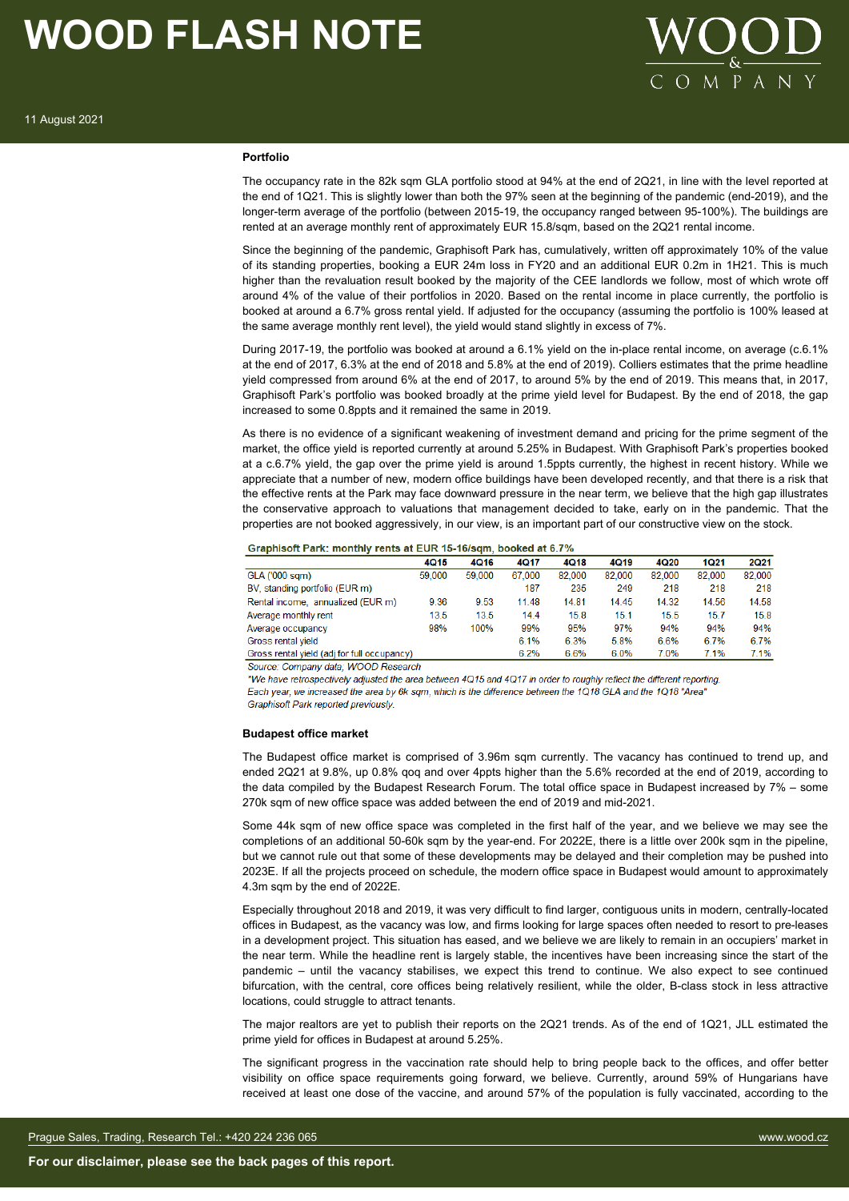### Portfolio

The occupancy rate in the 82k sqm GLA portfolio stood at 94% at the end of 2Q21, in line with the level reported at the end of 1Q21. This is slightly lower than both the 97% seen at the beginning of the pandemic (end-2019), and the longer-term average of the portfolio (between 2015-19, the occupancy ranged between 95-100%). The buildings are rented at an average monthly rent of approximately EUR 15.8/sqm, based on the 2Q21 rental income.

Since the beginning of the pandemic, Graphisoft Park has, cumulatively, written off approximately 10% of the value of its standing properties, booking a EUR 24m loss in FY20 and an additional EUR 0.2m in 1H21. This is much higher than the revaluation result booked by the majority of the CEE landlords we follow, most of which wrote off around 4% of the value of their portfolios in 2020. Based on the rental income in place currently, the portfolio is booked at around a 6.7% gross rental yield. If adjusted for the occupancy (assuming the portfolio is 100% leased at the same average monthly rent level), the yield would stand slightly in excess of 7%.

During 2017-19, the portfolio was booked at around a 6.1% yield on the in-place rental income, on average (c.6.1% at the end of 2017, 6.3% at the end of 2018 and 5.8% at the end of 2019). Colliers estimates that the prime headline yield compressed from around 6% at the end of 2017, to around 5% by the end of 2019. This means that, in 2017, Graphisoft Park's portfolio was booked broadly at the prime yield level for Budapest. By the end of 2018, the gap increased to some 0.8ppts and it remained the same in 2019.

As there is no evidence of a significant weakening of investment demand and pricing for the prime segment of the market, the office yield is reported currently at around 5.25% in Budapest. With Graphisoft Park's properties booked at a c.6.7% yield, the gap over the prime yield is around 1.5ppts currently, the highest in recent history. While we appreciate that a number of new, modern office buildings have been developed recently, and that there is a risk that the effective rents at the Park may face downward pressure in the near term, we believe that the high gap illustrates the conservative approach to valuations that management decided to take, early on in the pandemic. That the properties are not booked aggressively, in our view, is an important part of our constructive view on the stock.

**Graphisoft Park: monthly rents at EUR 15-16/sqm, booked at 6.7%**

| | 4Q15 | 4Q16 | 4Q17 | 4Q18 | 4Q19 | 4Q20 | 1Q21 | 2Q21 |
|---|---|---|---|---|---|---|---|---|
| GLA ('000 sqm) | 59,000 | 59,000 | 67,000 | 82,000 | 82,000 | 82,000 | 82,000 | 82,000 |
| BV, standing portfolio (EUR m) | | | 187 | 235 | 249 | 218 | 218 | 218 |
| Rental income, annualized (EUR m) | 9.36 | 9.53 | 11.48 | 14.81 | 14.45 | 14.32 | 14.56 | 14.58 |
| Average monthly rent | 13.5 | 13.5 | 14.4 | 15.8 | 15.1 | 15.5 | 15.7 | 15.8 |
| Average occupancy | 98% | 100% | 99% | 95% | 97% | 94% | 94% | 94% |
| Gross rental yield | | | 6.1% | 6.3% | 5.8% | 6.6% | 6.7% | 6.7% |
| Gross rental yield (adj for full occupancy) | | | 6.2% | 6.6% | 6.0% | 7.0% | 7.1% | 7.1% |

*Source: Company data, WOOD Research*

*\*We have retrospectively adjusted the area between 4Q15 and 4Q17 in order to roughly reflect the different reporting. Each year, we increased the area by 6k sqm, which is the difference between the 1Q18 GLA and the 1Q18 "Area" Graphisoft Park reported previously.*

### Budapest office market

The Budapest office market is comprised of 3.96m sqm currently. The vacancy has continued to trend up, and ended 2Q21 at 9.8%, up 0.8% qoq and over 4ppts higher than the 5.6% recorded at the end of 2019, according to the data compiled by the Budapest Research Forum. The total office space in Budapest increased by 7% – some 270k sqm of new office space was added between the end of 2019 and mid-2021.

Some 44k sqm of new office space was completed in the first half of the year, and we believe we may see the completions of an additional 50-60k sqm by the year-end. For 2022E, there is a little over 200k sqm in the pipeline, but we cannot rule out that some of these developments may be delayed and their completion may be pushed into 2023E. If all the projects proceed on schedule, the modern office space in Budapest would amount to approximately 4.3m sqm by the end of 2022E.

Especially throughout 2018 and 2019, it was very difficult to find larger, contiguous units in modern, centrally-located offices in Budapest, as the vacancy was low, and firms looking for large spaces often needed to resort to pre-leases in a development project. This situation has eased, and we believe we are likely to remain in an occupiers' market in the near term. While the headline rent is largely stable, the incentives have been increasing since the start of the pandemic – until the vacancy stabilises, we expect this trend to continue. We also expect to see continued bifurcation, with the central, core offices being relatively resilient, while the older, B-class stock in less attractive locations, could struggle to attract tenants.

The major realtors are yet to publish their reports on the 2Q21 trends. As of the end of 1Q21, JLL estimated the prime yield for offices in Budapest at around 5.25%.

The significant progress in the vaccination rate should help to bring people back to the offices, and offer better visibility on office space requirements going forward, we believe. Currently, around 59% of Hungarians have received at least one dose of the vaccine, and around 57% of the population is fully vaccinated, according to the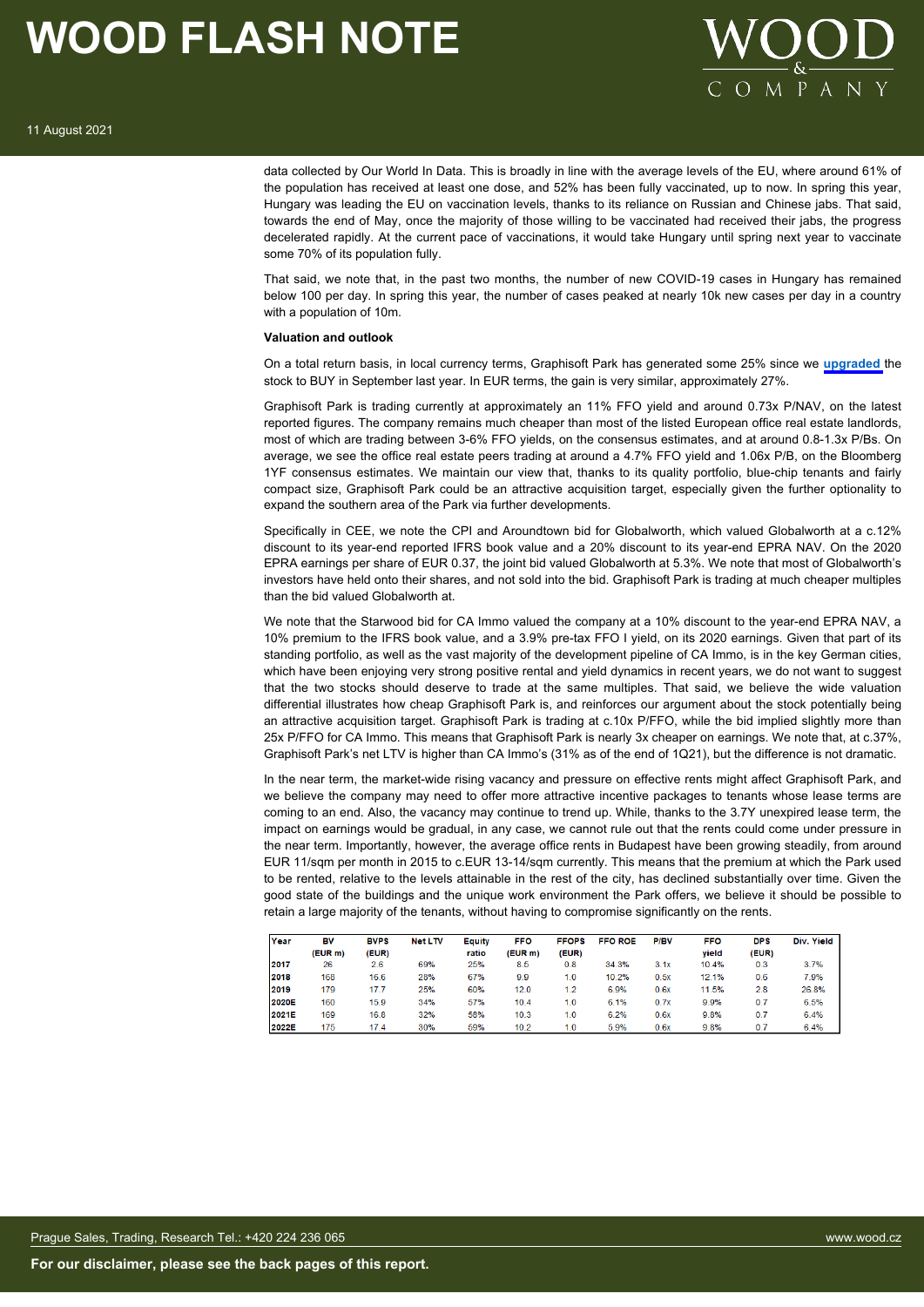data collected by Our World In Data. This is broadly in line with the average levels of the EU, where around 61% of the population has received at least one dose, and 52% has been fully vaccinated, up to now. In spring this year, Hungary was leading the EU on vaccination levels, thanks to its reliance on Russian and Chinese jabs. That said, towards the end of May, once the majority of those willing to be vaccinated had received their jabs, the progress decelerated rapidly. At the current pace of vaccinations, it would take Hungary until spring next year to vaccinate some 70% of its population fully.

That said, we note that, in the past two months, the number of new COVID-19 cases in Hungary has remained below 100 per day. In spring this year, the number of cases peaked at nearly 10k new cases per day in a country with a population of 10m.

**Valuation and outlook**

On a total return basis, in local currency terms, Graphisoft Park has generated some 25% since we **upgraded** the stock to BUY in September last year. In EUR terms, the gain is very similar, approximately 27%.

Graphisoft Park is trading currently at approximately an 11% FFO yield and around 0.73x P/NAV, on the latest reported figures. The company remains much cheaper than most of the listed European office real estate landlords, most of which are trading between 3-6% FFO yields, on the consensus estimates, and at around 0.8-1.3x P/Bs. On average, we see the office real estate peers trading at around a 4.7% FFO yield and 1.06x P/B, on the Bloomberg 1YF consensus estimates. We maintain our view that, thanks to its quality portfolio, blue-chip tenants and fairly compact size, Graphisoft Park could be an attractive acquisition target, especially given the further optionality to expand the southern area of the Park via further developments.

Specifically in CEE, we note the CPI and Aroundtown bid for Globalworth, which valued Globalworth at a c.12% discount to its year-end reported IFRS book value and a 20% discount to its year-end EPRA NAV. On the 2020 EPRA earnings per share of EUR 0.37, the joint bid valued Globalworth at 5.3%. We note that most of Globalworth's investors have held onto their shares, and not sold into the bid. Graphisoft Park is trading at much cheaper multiples than the bid valued Globalworth at.

We note that the Starwood bid for CA Immo valued the company at a 10% discount to the year-end EPRA NAV, a 10% premium to the IFRS book value, and a 3.9% pre-tax FFO I yield, on its 2020 earnings. Given that part of its standing portfolio, as well as the vast majority of the development pipeline of CA Immo, is in the key German cities, which have been enjoying very strong positive rental and yield dynamics in recent years, we do not want to suggest that the two stocks should deserve to trade at the same multiples. That said, we believe the wide valuation differential illustrates how cheap Graphisoft Park is, and reinforces our argument about the stock potentially being an attractive acquisition target. Graphisoft Park is trading at c.10x P/FFO, while the bid implied slightly more than 25x P/FFO for CA Immo. This means that Graphisoft Park is nearly 3x cheaper on earnings. We note that, at c.37%, Graphisoft Park's net LTV is higher than CA Immo's (31% as of the end of 1Q21), but the difference is not dramatic.

In the near term, the market-wide rising vacancy and pressure on effective rents might affect Graphisoft Park, and we believe the company may need to offer more attractive incentive packages to tenants whose lease terms are coming to an end. Also, the vacancy may continue to trend up. While, thanks to the 3.7Y unexpired lease term, the impact on earnings would be gradual, in any case, we cannot rule out that the rents could come under pressure in the near term. Importantly, however, the average office rents in Budapest have been growing steadily, from around EUR 11/sqm per month in 2015 to c.EUR 13-14/sqm currently. This means that the premium at which the Park used to be rented, relative to the levels attainable in the rest of the city, has declined substantially over time. Given the good state of the buildings and the unique work environment the Park offers, we believe it should be possible to retain a large majority of the tenants, without having to compromise significantly on the rents.

| Year | BV (EUR m) | BVPS (EUR) | Net LTV | Equity ratio | FFO (EUR m) | FFOPS (EUR) | FFO ROE | P/BV | FFO yield | DPS (EUR) | Div. Yield |
|---|---|---|---|---|---|---|---|---|---|---|---|
| 2017 | 26 | 2.6 | 69% | 25% | 8.5 | 0.8 | 34.3% | 3.1x | 10.4% | 0.3 | 3.7% |
| 2018 | 168 | 16.6 | 28% | 67% | 9.9 | 1.0 | 10.2% | 0.5x | 12.1% | 0.6 | 7.9% |
| 2019 | 179 | 17.7 | 25% | 60% | 12.0 | 1.2 | 6.9% | 0.6x | 11.5% | 2.8 | 26.8% |
| 2020E | 160 | 15.9 | 34% | 57% | 10.4 | 1.0 | 6.1% | 0.7x | 9.9% | 0.7 | 6.5% |
| 2021E | 169 | 16.8 | 32% | 58% | 10.3 | 1.0 | 6.2% | 0.6x | 9.8% | 0.7 | 6.4% |
| 2022E | 175 | 17.4 | 30% | 59% | 10.2 | 1.0 | 5.9% | 0.6x | 9.8% | 0.7 | 6.4% |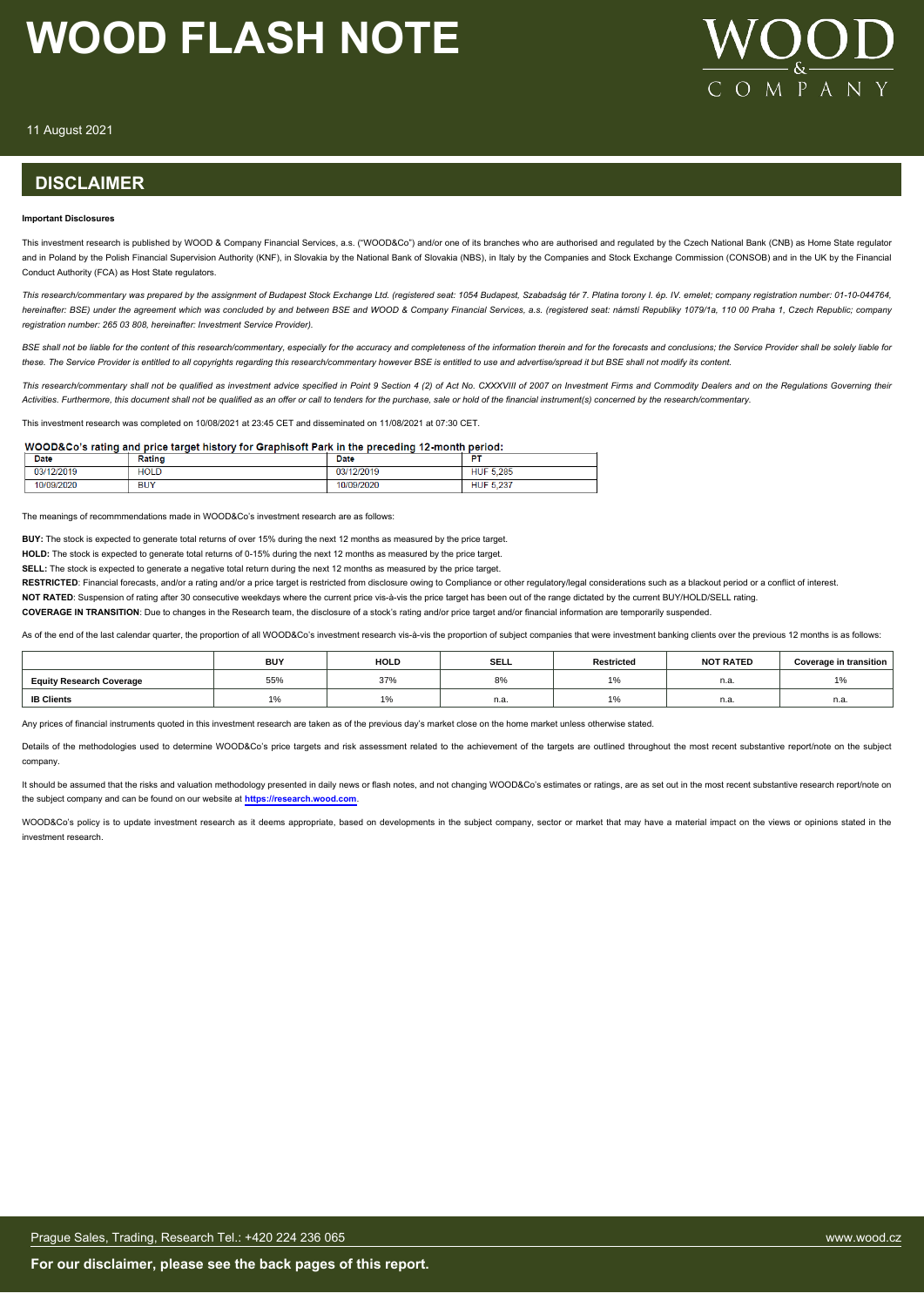## DISCLAIMER

**Important Disclosures**

This investment research is published by WOOD & Company Financial Services, a.s. ("WOOD&Co") and/or one of its branches who are authorised and regulated by the Czech National Bank (CNB) as Home State regulator and in Poland by the Polish Financial Supervision Authority (KNF), in Slovakia by the National Bank of Slovakia (NBS), in Italy by the Companies and Stock Exchange Commission (CONSOB) and in the UK by the Financial Conduct Authority (FCA) as Host State regulators.

*This research/commentary was prepared by the assignment of Budapest Stock Exchange Ltd. (registered seat: 1054 Budapest, Szabadság tér 7. Platina torony I. ép. IV. emelet; company registration number: 01-10-044764, hereinafter: BSE) under the agreement which was concluded by and between BSE and WOOD & Company Financial Services, a.s. (registered seat: náměstí Republiky 1079/1a, 110 00 Praha 1, Czech Republic; company registration number: 265 03 808, hereinafter: Investment Service Provider).*

*BSE shall not be liable for the content of this research/commentary, especially for the accuracy and completeness of the information therein and for the forecasts and conclusions; the Service Provider shall be solely liable for these. The Service Provider is entitled to all copyrights regarding this research/commentary however BSE is entitled to use and advertise/spread it but BSE shall not modify its content.*

*This research/commentary shall not be qualified as investment advice specified in Point 9 Section 4 (2) of Act No. CXXXVIII of 2007 on Investment Firms and Commodity Dealers and on the Regulations Governing their Activities. Furthermore, this document shall not be qualified as an offer or call to tenders for the purchase, sale or hold of the financial instrument(s) concerned by the research/commentary.*

This investment research was completed on 10/08/2021 at 23:45 CET and disseminated on 11/08/2021 at 07:30 CET.

**WOOD&Co's rating and price target history for Graphisoft Park in the preceding 12-month period:**

| Date | Rating | Date | PT |
|---|---|---|---|
| 03/12/2019 | HOLD | 03/12/2019 | HUF 5,285 |
| 10/09/2020 | BUY | 10/09/2020 | HUF 5,237 |

The meanings of recommmendations made in WOOD&Co's investment research are as follows:

**BUY:** The stock is expected to generate total returns of over 15% during the next 12 months as measured by the price target.

**HOLD:** The stock is expected to generate total returns of 0-15% during the next 12 months as measured by the price target.

**SELL:** The stock is expected to generate a negative total return during the next 12 months as measured by the price target.

**RESTRICTED**: Financial forecasts, and/or a rating and/or a price target is restricted from disclosure owing to Compliance or other regulatory/legal considerations such as a blackout period or a conflict of interest.

**NOT RATED**: Suspension of rating after 30 consecutive weekdays where the current price vis-à-vis the price target has been out of the range dictated by the current BUY/HOLD/SELL rating.

**COVERAGE IN TRANSITION**: Due to changes in the Research team, the disclosure of a stock's rating and/or price target and/or financial information are temporarily suspended.

As of the end of the last calendar quarter, the proportion of all WOOD&Co's investment research vis-à-vis the proportion of subject companies that were investment banking clients over the previous 12 months is as follows:

| | BUY | HOLD | SELL | Restricted | NOT RATED | Coverage in transition |
|---|---|---|---|---|---|---|
| **Equity Research Coverage** | 55% | 37% | 8% | 1% | n.a. | 1% |
| **IB Clients** | 1% | 1% | n.a. | 1% | n.a. | n.a. |

Any prices of financial instruments quoted in this investment research are taken as of the previous day's market close on the home market unless otherwise stated.

Details of the methodologies used to determine WOOD&Co's price targets and risk assessment related to the achievement of the targets are outlined throughout the most recent substantive report/note on the subject company.

It should be assumed that the risks and valuation methodology presented in daily news or flash notes, and not changing WOOD&Co's estimates or ratings, are as set out in the most recent substantive research report/note on the subject company and can be found on our website at **https://research.wood.com**.

WOOD&Co's policy is to update investment research as it deems appropriate, based on developments in the subject company, sector or market that may have a material impact on the views or opinions stated in the investment research.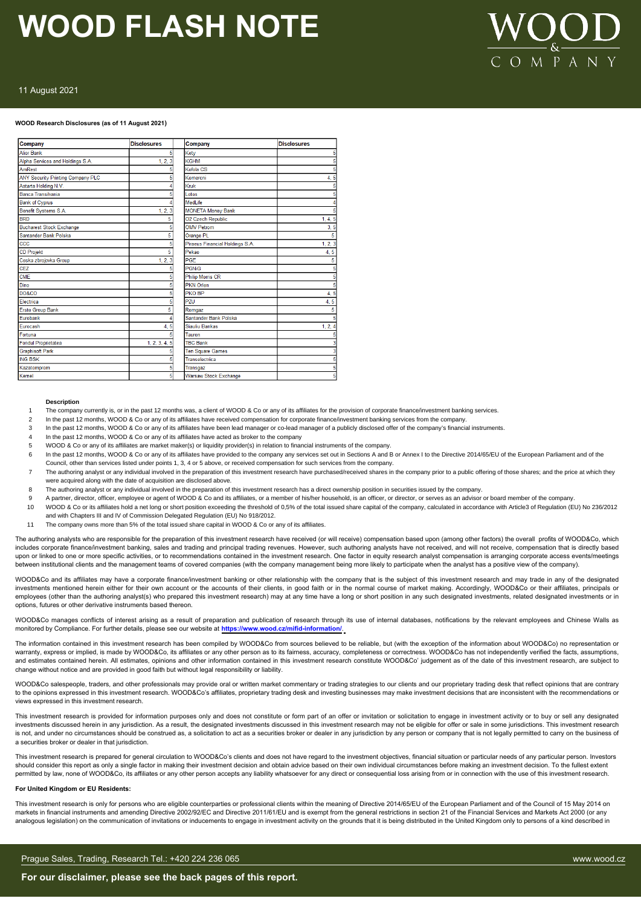**WOOD Research Disclosures (as of 11 August 2021)**

| Company | Disclosures | Company | Disclosures |
|---|---|---|---|
| Alior Bank | 5 | Kety | 5 |
| Alpha Services and Holdings S.A. | 1, 2, 3 | KGHM | 5 |
| AmRest | 5 | Kofola CS | 5 |
| ANY Security Printing Company PLC | 5 | Komercni | 4, 5 |
| Astarta Holding N.V. | 4 | Kruk | 5 |
| Banca Transilvania | 5 | Lotos | 5 |
| Bank of Cyprus | 4 | MedLife | 4 |
| Benefit Systems S.A. | 1, 2, 3 | MONETA Money Bank | 5 |
| BRD | 5 | O2 Czech Republic | 1, 4, 5 |
| Bucharest Stock Exchange | 5 | OMV Petrom | 3, 5 |
| Santander Bank Polska | 5 | Orange PL | 5 |
| CCC | 5 | Piraeus Financial Holdings S.A. | 1, 2, 3 |
| CD Projekt | 5 | Pekao | 4, 5 |
| Ceska zbrojovka Group | 1, 2, 3 | PGE | 5 |
| CEZ | 5 | PGNiG | 5 |
| CME | 5 | Philip Morris CR | 5 |
| Dino | 5 | PKN Orlen | 5 |
| DO&CO | 5 | PKO BP | 4, 5 |
| Electrica | 5 | PZU | 4, 5 |
| Erste Group Bank | 5 | Romgaz | 5 |
| Eurobank | 4 | Santander Bank Polska | 5 |
| Eurocash | 4, 5 | Siauliu Bankas | 1, 2, 4 |
| Fortuna | 5 | Tauron | 5 |
| Fondul Proprietatea | 1, 2, 3, 4, 5 | TBC Bank | 3 |
| Graphisoft Park | 5 | Ten Square Games | 3 |
| ING BSK | 5 | Transelectrica | 5 |
| Kazatomprom | 5 | Transgaz | 5 |
| Kernel | 5 | Warsaw Stock Exchange | 5 |

**Description**

1. The company currently is, or in the past 12 months was, a client of WOOD & Co or any of its affiliates for the provision of corporate finance/investment banking services.
2. In the past 12 months, WOOD & Co or any of its affiliates have received compensation for corporate finance/investment banking services from the company.
3. In the past 12 months, WOOD & Co or any of its affiliates have been lead manager or co-lead manager of a publicly disclosed offer of the company's financial instruments.
4. In the past 12 months, WOOD & Co or any of its affiliates have acted as broker to the company
5. WOOD & Co or any of its affiliates are market maker(s) or liquidity provider(s) in relation to financial instruments of the company.
6. In the past 12 months, WOOD & Co or any of its affiliates have provided to the company any services set out in Sections A and B or Annex I to the Directive 2014/65/EU of the European Parliament and of the Council, other than services listed under points 1, 3, 4 or 5 above, or received compensation for such services from the company.
7. The authoring analyst or any individual involved in the preparation of this investment research have purchased/received shares in the company prior to a public offering of those shares; and the price at which they were acquired along with the date of acquisition are disclosed above.
8. The authoring analyst or any individual involved in the preparation of this investment research has a direct ownership position in securities issued by the company.
9. A partner, director, officer, employee or agent of WOOD & Co and its affiliates, or a member of his/her household, is an officer, or director, or serves as an advisor or board member of the company.
10. WOOD & Co or its affiliates hold a net long or short position exceeding the threshold of 0,5% of the total issued share capital of the company, calculated in accordance with Article3 of Regulation (EU) No 236/2012 and with Chapters III and IV of Commission Delegated Regulation (EU) No 918/2012.
11. The company owns more than 5% of the total issued share capital in WOOD & Co or any of its affiliates.

The authoring analysts who are responsible for the preparation of this investment research have received (or will receive) compensation based upon (among other factors) the overall profits of WOOD&Co, which includes corporate finance/investment banking, sales and trading and principal trading revenues. However, such authoring analysts have not received, and will not receive, compensation that is directly based upon or linked to one or more specific activities, or to recommendations contained in the investment research. One factor in equity research analyst compensation is arranging corporate access events/meetings between institutional clients and the management teams of covered companies (with the company management being more likely to participate when the analyst has a positive view of the company).

WOOD&Co and its affiliates may have a corporate finance/investment banking or other relationship with the company that is the subject of this investment research and may trade in any of the designated investments mentioned herein either for their own account or the accounts of their clients, in good faith or in the normal course of market making. Accordingly, WOOD&Co or their affiliates, principals or employees (other than the authoring analyst(s) who prepared this investment research) may at any time have a long or short position in any such designated investments, related designated investments or in options, futures or other derivative instruments based thereon.

WOOD&Co manages conflicts of interest arising as a result of preparation and publication of research through its use of internal databases, notifications by the relevant employees and Chinese Walls as monitored by Compliance. For further details, please see our website at **https://www.wood.cz/mifid-information/**.

The information contained in this investment research has been compiled by WOOD&Co from sources believed to be reliable, but (with the exception of the information about WOOD&Co) no representation or warranty, express or implied, is made by WOOD&Co, its affiliates or any other person as to its fairness, accuracy, completeness or correctness. WOOD&Co has not independently verified the facts, assumptions, and estimates contained herein. All estimates, opinions and other information contained in this investment research constitute WOOD&Co' judgement as of the date of this investment research, are subject to change without notice and are provided in good faith but without legal responsibility or liability.

WOOD&Co salespeople, traders, and other professionals may provide oral or written market commentary or trading strategies to our clients and our proprietary trading desk that reflect opinions that are contrary to the opinions expressed in this investment research. WOOD&Co's affiliates, proprietary trading desk and investing businesses may make investment decisions that are inconsistent with the recommendations or views expressed in this investment research.

This investment research is provided for information purposes only and does not constitute or form part of an offer or invitation or solicitation to engage in investment activity or to buy or sell any designated investments discussed herein in any jurisdiction. As a result, the designated investments discussed in this investment research may not be eligible for offer or sale in some jurisdictions. This investment research is not, and under no circumstances should be construed as, a solicitation to act as a securities broker or dealer in any jurisdiction by any person or company that is not legally permitted to carry on the business of a securities broker or dealer in that jurisdiction.

This investment research is prepared for general circulation to WOOD&Co's clients and does not have regard to the investment objectives, financial situation or particular needs of any particular person. Investors should consider this report as only a single factor in making their investment decision and obtain advice based on their own individual circumstances before making an investment decision. To the fullest extent permitted by law, none of WOOD&Co, its affiliates or any other person accepts any liability whatsoever for any direct or consequential loss arising from or in connection with the use of this investment research.

**For United Kingdom or EU Residents:**

This investment research is only for persons who are eligible counterparties or professional clients within the meaning of Directive 2014/65/EU of the European Parliament and of the Council of 15 May 2014 on markets in financial instruments and amending Directive 2002/92/EC and Directive 2011/61/EU and is exempt from the general restrictions in section 21 of the Financial Services and Markets Act 2000 (or any analogous legislation) on the communication of invitations or inducements to engage in investment activity on the grounds that it is being distributed in the United Kingdom only to persons of a kind described in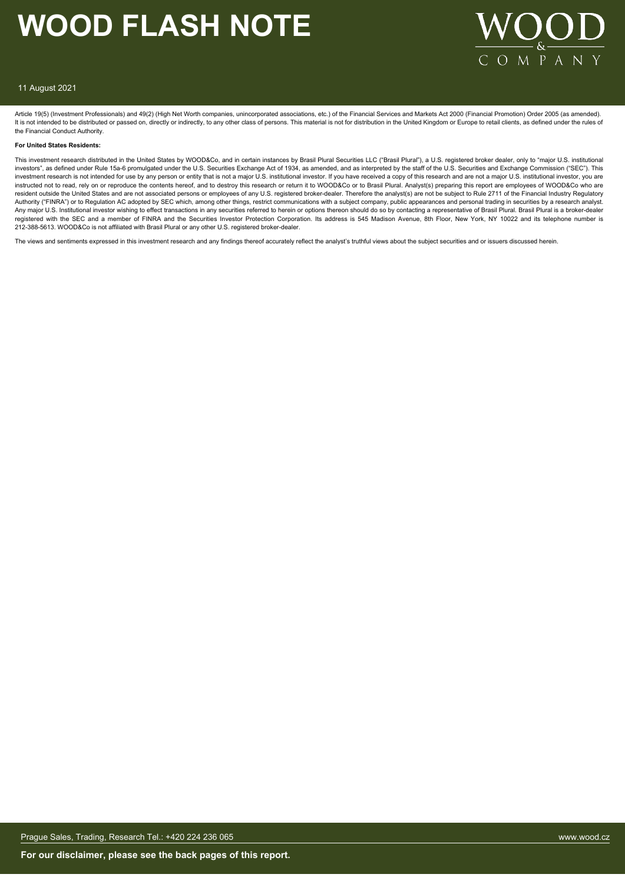Article 19(5) (Investment Professionals) and 49(2) (High Net Worth companies, unincorporated associations, etc.) of the Financial Services and Markets Act 2000 (Financial Promotion) Order 2005 (as amended). It is not intended to be distributed or passed on, directly or indirectly, to any other class of persons. This material is not for distribution in the United Kingdom or Europe to retail clients, as defined under the rules of the Financial Conduct Authority.

**For United States Residents:**

This investment research distributed in the United States by WOOD&Co, and in certain instances by Brasil Plural Securities LLC ("Brasil Plural"), a U.S. registered broker dealer, only to "major U.S. institutional investors", as defined under Rule 15a-6 promulgated under the U.S. Securities Exchange Act of 1934, as amended, and as interpreted by the staff of the U.S. Securities and Exchange Commission ("SEC"). This investment research is not intended for use by any person or entity that is not a major U.S. institutional investor. If you have received a copy of this research and are not a major U.S. institutional investor, you are instructed not to read, rely on or reproduce the contents hereof, and to destroy this research or return it to WOOD&Co or to Brasil Plural. Analyst(s) preparing this report are employees of WOOD&Co who are resident outside the United States and are not associated persons or employees of any U.S. registered broker-dealer. Therefore the analyst(s) are not be subject to Rule 2711 of the Financial Industry Regulatory Authority ("FINRA") or to Regulation AC adopted by SEC which, among other things, restrict communications with a subject company, public appearances and personal trading in securities by a research analyst. Any major U.S. Institutional investor wishing to effect transactions in any securities referred to herein or options thereon should do so by contacting a representative of Brasil Plural. Brasil Plural is a broker-dealer registered with the SEC and a member of FINRA and the Securities Investor Protection Corporation. Its address is 545 Madison Avenue, 8th Floor, New York, NY 10022 and its telephone number is 212-388-5613. WOOD&Co is not affiliated with Brasil Plural or any other U.S. registered broker-dealer.

The views and sentiments expressed in this investment research and any findings thereof accurately reflect the analyst's truthful views about the subject securities and or issuers discussed herein.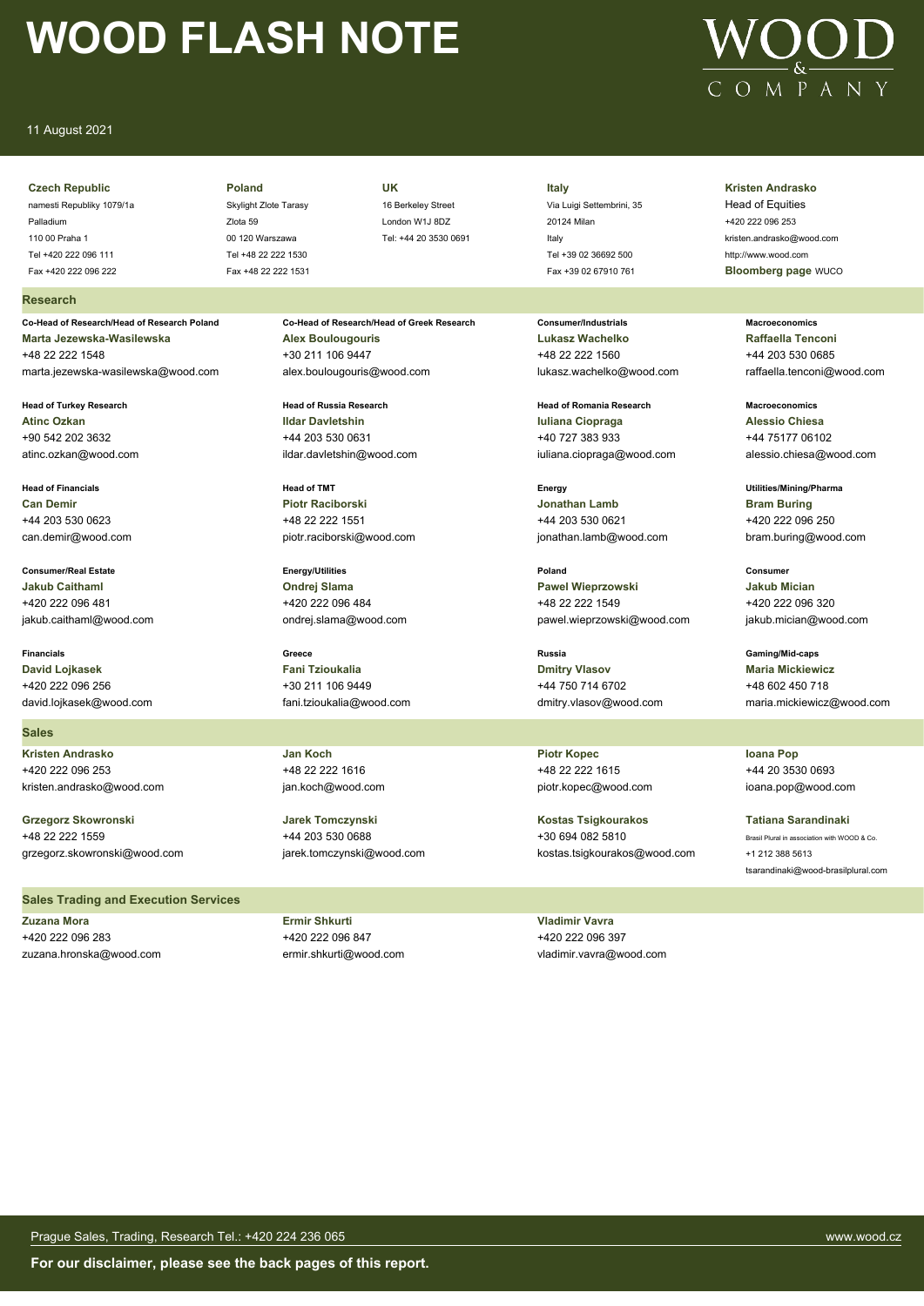# WOOD FLASH NOTE

11 August 2021

**Czech Republic**
namesti Republiky 1079/1a
Palladium
110 00 Praha 1
Tel +420 222 096 111
Fax +420 222 096 222

**Poland**
Skylight Zlote Tarasy
Zlota 59
00 120 Warszawa
Tel +48 22 222 1530
Fax +48 22 222 1531

**UK**
16 Berkeley Street
London W1J 8DZ
Tel: +44 20 3530 0691

**Italy**
Via Luigi Settembrini, 35
20124 Milan
Italy
Tel +39 02 36692 500
Fax +39 02 67910 761

**Kristen Andrasko**
Head of Equities
+420 222 096 253
kristen.andrasko@wood.com
http://www.wood.com
**Bloomberg page** WUCO

## Research

**Co-Head of Research/Head of Research Poland**
**Marta Jezewska-Wasilewska**
+48 22 222 1548
marta.jezewska-wasilewska@wood.com

**Co-Head of Research/Head of Greek Research**
**Alex Boulougouris**
+30 211 106 9447
alex.boulougouris@wood.com

**Consumer/Industrials**
**Lukasz Wachelko**
+48 22 222 1560
lukasz.wachelko@wood.com

**Macroeconomics**
**Raffaella Tenconi**
+44 203 530 0685
raffaella.tenconi@wood.com

**Head of Turkey Research**
**Atinc Ozkan**
+90 542 202 3632
atinc.ozkan@wood.com

**Head of Russia Research**
**Ildar Davletshin**
+44 203 530 0631
ildar.davletshin@wood.com

**Head of Romania Research**
**Iuliana Ciopraga**
+40 727 383 933
iuliana.ciopraga@wood.com

**Macroeconomics**
**Alessio Chiesa**
+44 75177 06102
alessio.chiesa@wood.com

**Head of Financials**
**Can Demir**
+44 203 530 0623
can.demir@wood.com

**Head of TMT**
**Piotr Raciborski**
+48 22 222 1551
piotr.raciborski@wood.com

**Energy**
**Jonathan Lamb**
+44 203 530 0621
jonathan.lamb@wood.com

**Utilities/Mining/Pharma**
**Bram Buring**
+420 222 096 250
bram.buring@wood.com

**Consumer/Real Estate**
**Jakub Caithaml**
+420 222 096 481
jakub.caithaml@wood.com

**Energy/Utilities**
**Ondrej Slama**
+420 222 096 484
ondrej.slama@wood.com

**Poland**
**Pawel Wieprzowski**
+48 22 222 1549
pawel.wieprzowski@wood.com

**Consumer**
**Jakub Mician**
+420 222 096 320
jakub.mician@wood.com

**Financials**
**David Lojkasek**
+420 222 096 256
david.lojkasek@wood.com

**Greece**
**Fani Tzioukalia**
+30 211 106 9449
fani.tzioukalia@wood.com

**Russia**
**Dmitry Vlasov**
+44 750 714 6702
dmitry.vlasov@wood.com

**Gaming/Mid-caps**
**Maria Mickiewicz**
+48 602 450 718
maria.mickiewicz@wood.com

## Sales

**Kristen Andrasko**
+420 222 096 253
kristen.andrasko@wood.com

**Jan Koch**
+48 22 222 1616
jan.koch@wood.com

**Piotr Kopec**
+48 22 222 1615
piotr.kopec@wood.com

**Ioana Pop**
+44 20 3530 0693
ioana.pop@wood.com

**Grzegorz Skowronski**
+48 22 222 1559
grzegorz.skowronski@wood.com

**Jarek Tomczynski**
+44 203 530 0688
jarek.tomczynski@wood.com

**Kostas Tsigkourakos**
+30 694 082 5810
kostas.tsigkourakos@wood.com

**Tatiana Sarandinaki**
Brasil Plural in association with WOOD & Co.
+1 212 388 5613
tsarandinaki@wood-brasilplural.com

## Sales Trading and Execution Services

**Zuzana Mora**
+420 222 096 283
zuzana.hronska@wood.com

**Ermir Shkurti**
+420 222 096 847
ermir.shkurti@wood.com

**Vladimir Vavra**
+420 222 096 397
vladimir.vavra@wood.com

Prague Sales, Trading, Research Tel.: +420 224 236 065

www.wood.cz

**For our disclaimer, please see the back pages of this report.**